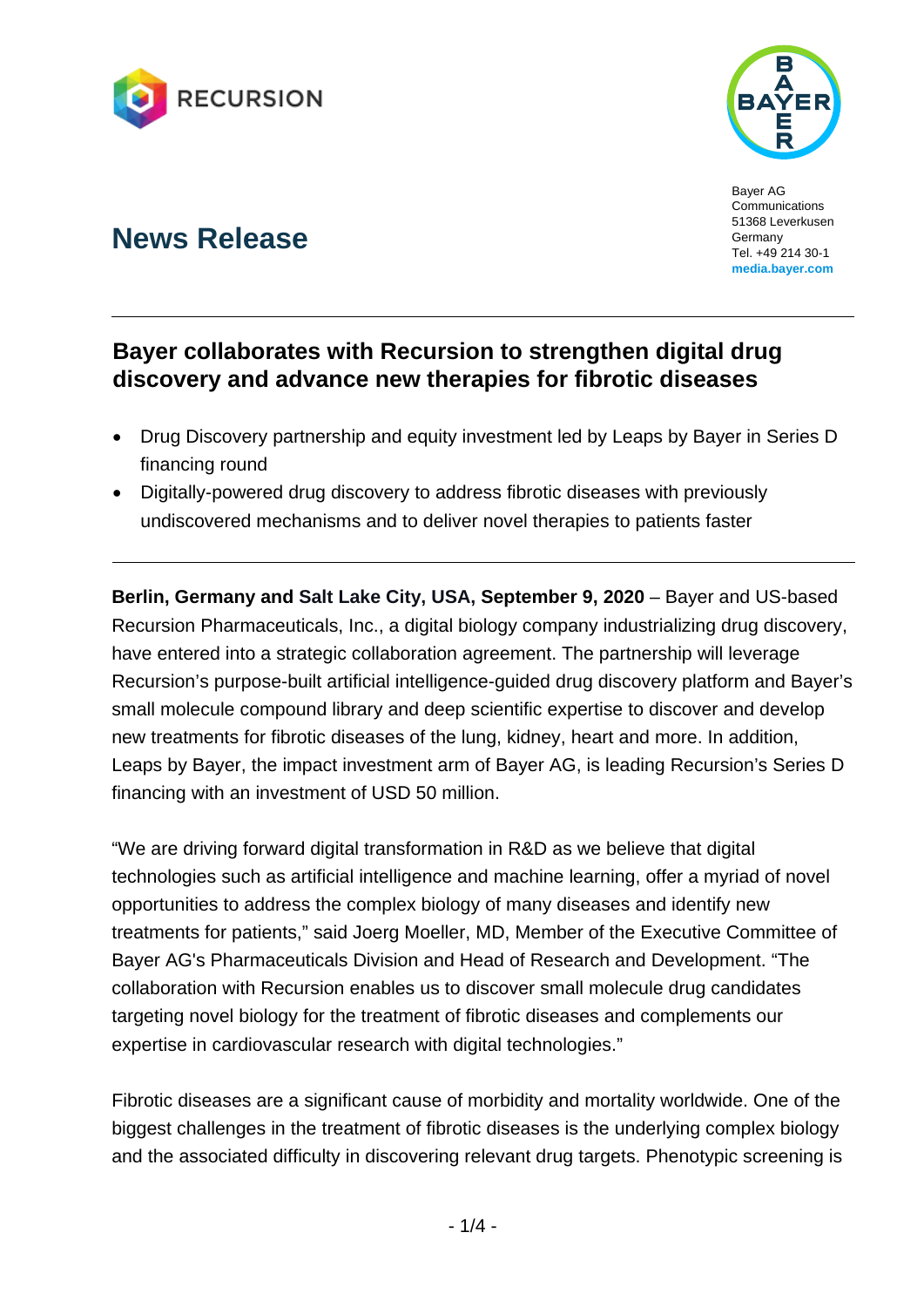RECURSION

BAYER

Bayer AG
Communications
51368 Leverkusen
Germany
Tel. +49 214 30-1
**media.bayer.com**

# News Release

## Bayer collaborates with Recursion to strengthen digital drug discovery and advance new therapies for fibrotic diseases

- Drug Discovery partnership and equity investment led by Leaps by Bayer in Series D financing round
- Digitally-powered drug discovery to address fibrotic diseases with previously undiscovered mechanisms and to deliver novel therapies to patients faster

**Berlin, Germany and Salt Lake City, USA, September 9, 2020** – Bayer and US-based Recursion Pharmaceuticals, Inc., a digital biology company industrializing drug discovery, have entered into a strategic collaboration agreement. The partnership will leverage Recursion's purpose-built artificial intelligence-guided drug discovery platform and Bayer's small molecule compound library and deep scientific expertise to discover and develop new treatments for fibrotic diseases of the lung, kidney, heart and more. In addition, Leaps by Bayer, the impact investment arm of Bayer AG, is leading Recursion's Series D financing with an investment of USD 50 million.

"We are driving forward digital transformation in R&D as we believe that digital technologies such as artificial intelligence and machine learning, offer a myriad of novel opportunities to address the complex biology of many diseases and identify new treatments for patients," said Joerg Moeller, MD, Member of the Executive Committee of Bayer AG's Pharmaceuticals Division and Head of Research and Development. "The collaboration with Recursion enables us to discover small molecule drug candidates targeting novel biology for the treatment of fibrotic diseases and complements our expertise in cardiovascular research with digital technologies."

Fibrotic diseases are a significant cause of morbidity and mortality worldwide. One of the biggest challenges in the treatment of fibrotic diseases is the underlying complex biology and the associated difficulty in discovering relevant drug targets. Phenotypic screening is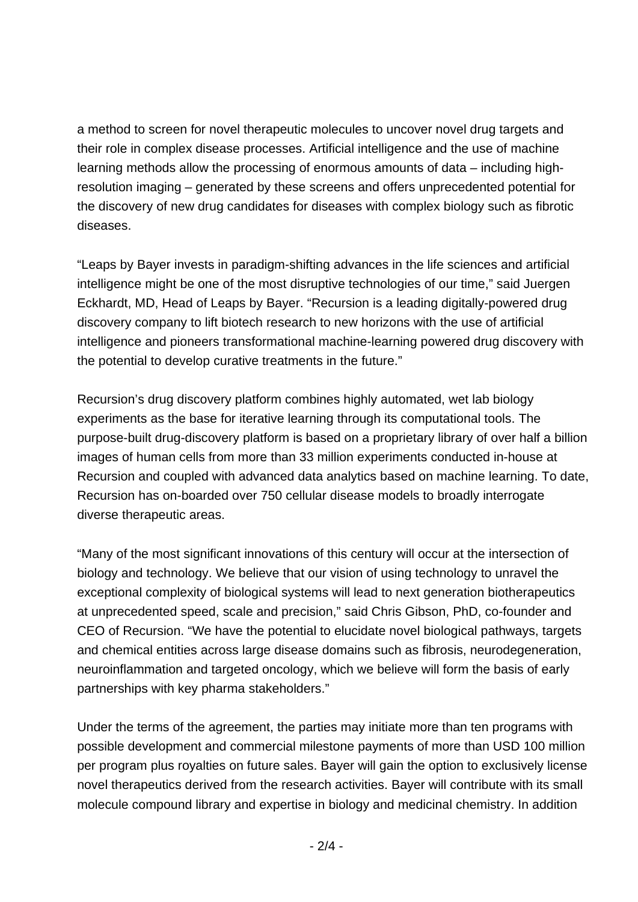a method to screen for novel therapeutic molecules to uncover novel drug targets and their role in complex disease processes. Artificial intelligence and the use of machine learning methods allow the processing of enormous amounts of data – including high-resolution imaging – generated by these screens and offers unprecedented potential for the discovery of new drug candidates for diseases with complex biology such as fibrotic diseases.

“Leaps by Bayer invests in paradigm-shifting advances in the life sciences and artificial intelligence might be one of the most disruptive technologies of our time,” said Juergen Eckhardt, MD, Head of Leaps by Bayer. “Recursion is a leading digitally-powered drug discovery company to lift biotech research to new horizons with the use of artificial intelligence and pioneers transformational machine-learning powered drug discovery with the potential to develop curative treatments in the future.”

Recursion’s drug discovery platform combines highly automated, wet lab biology experiments as the base for iterative learning through its computational tools. The purpose-built drug-discovery platform is based on a proprietary library of over half a billion images of human cells from more than 33 million experiments conducted in-house at Recursion and coupled with advanced data analytics based on machine learning. To date, Recursion has on-boarded over 750 cellular disease models to broadly interrogate diverse therapeutic areas.

“Many of the most significant innovations of this century will occur at the intersection of biology and technology. We believe that our vision of using technology to unravel the exceptional complexity of biological systems will lead to next generation biotherapeutics at unprecedented speed, scale and precision,” said Chris Gibson, PhD, co-founder and CEO of Recursion. “We have the potential to elucidate novel biological pathways, targets and chemical entities across large disease domains such as fibrosis, neurodegeneration, neuroinflammation and targeted oncology, which we believe will form the basis of early partnerships with key pharma stakeholders.”

Under the terms of the agreement, the parties may initiate more than ten programs with possible development and commercial milestone payments of more than USD 100 million per program plus royalties on future sales. Bayer will gain the option to exclusively license novel therapeutics derived from the research activities. Bayer will contribute with its small molecule compound library and expertise in biology and medicinal chemistry. In addition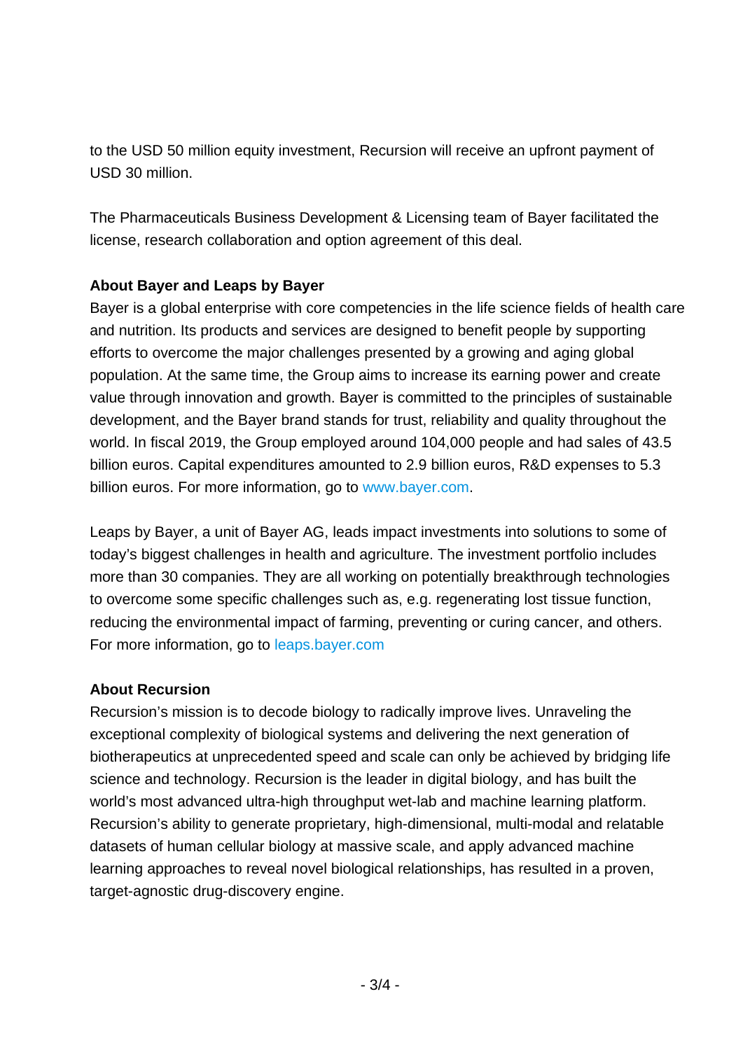to the USD 50 million equity investment, Recursion will receive an upfront payment of USD 30 million.

The Pharmaceuticals Business Development & Licensing team of Bayer facilitated the license, research collaboration and option agreement of this deal.

**About Bayer and Leaps by Bayer**

Bayer is a global enterprise with core competencies in the life science fields of health care and nutrition. Its products and services are designed to benefit people by supporting efforts to overcome the major challenges presented by a growing and aging global population. At the same time, the Group aims to increase its earning power and create value through innovation and growth. Bayer is committed to the principles of sustainable development, and the Bayer brand stands for trust, reliability and quality throughout the world. In fiscal 2019, the Group employed around 104,000 people and had sales of 43.5 billion euros. Capital expenditures amounted to 2.9 billion euros, R&D expenses to 5.3 billion euros. For more information, go to www.bayer.com.

Leaps by Bayer, a unit of Bayer AG, leads impact investments into solutions to some of today's biggest challenges in health and agriculture. The investment portfolio includes more than 30 companies. They are all working on potentially breakthrough technologies to overcome some specific challenges such as, e.g. regenerating lost tissue function, reducing the environmental impact of farming, preventing or curing cancer, and others. For more information, go to leaps.bayer.com

**About Recursion**

Recursion's mission is to decode biology to radically improve lives. Unraveling the exceptional complexity of biological systems and delivering the next generation of biotherapeutics at unprecedented speed and scale can only be achieved by bridging life science and technology. Recursion is the leader in digital biology, and has built the world's most advanced ultra-high throughput wet-lab and machine learning platform. Recursion's ability to generate proprietary, high-dimensional, multi-modal and relatable datasets of human cellular biology at massive scale, and apply advanced machine learning approaches to reveal novel biological relationships, has resulted in a proven, target-agnostic drug-discovery engine.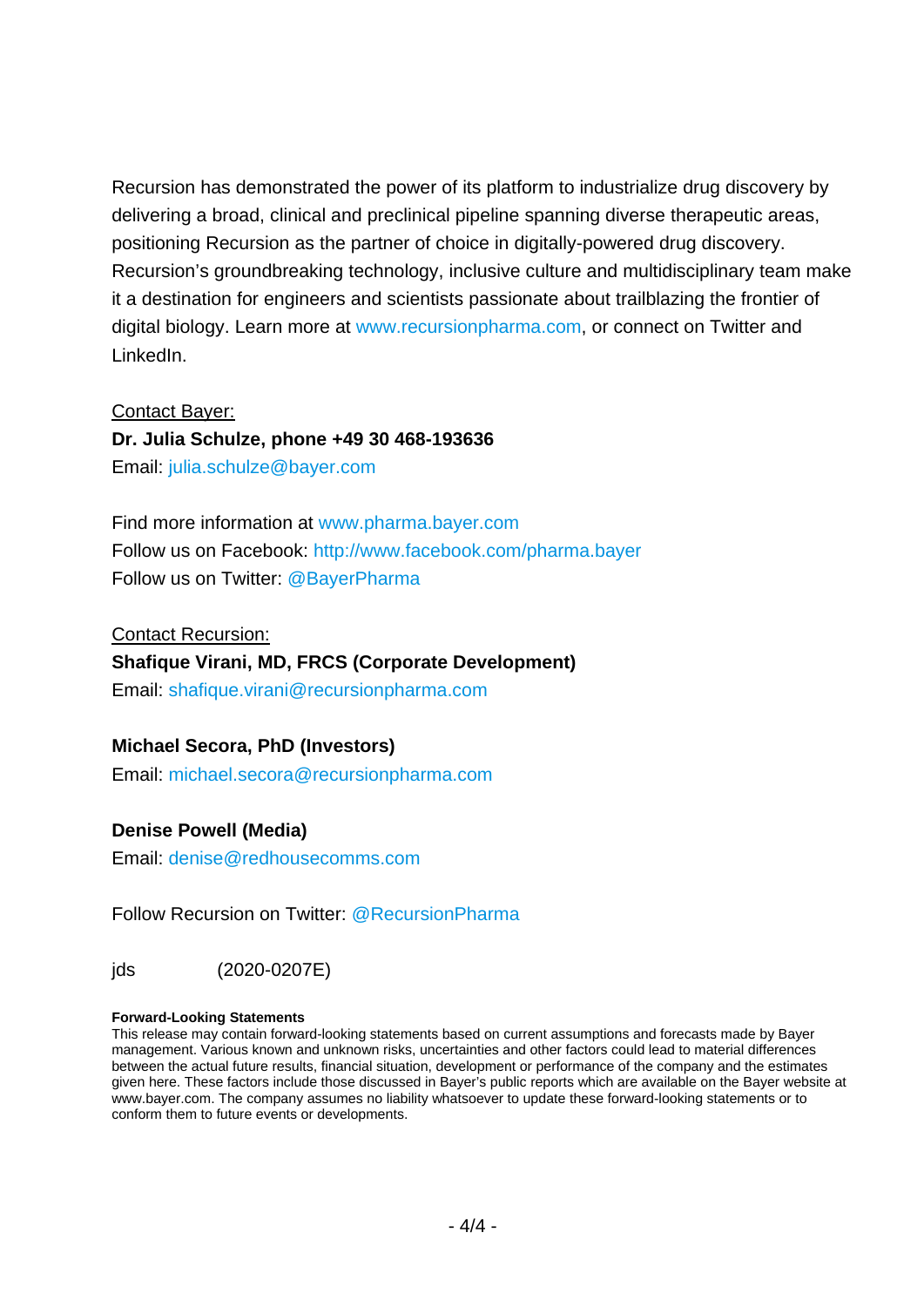Recursion has demonstrated the power of its platform to industrialize drug discovery by delivering a broad, clinical and preclinical pipeline spanning diverse therapeutic areas, positioning Recursion as the partner of choice in digitally-powered drug discovery. Recursion's groundbreaking technology, inclusive culture and multidisciplinary team make it a destination for engineers and scientists passionate about trailblazing the frontier of digital biology. Learn more at www.recursionpharma.com, or connect on Twitter and LinkedIn.

Contact Bayer:

**Dr. Julia Schulze, phone +49 30 468-193636**

Email: julia.schulze@bayer.com

Find more information at www.pharma.bayer.com

Follow us on Facebook: http://www.facebook.com/pharma.bayer

Follow us on Twitter: @BayerPharma

Contact Recursion:

**Shafique Virani, MD, FRCS (Corporate Development)**

Email: shafique.virani@recursionpharma.com

**Michael Secora, PhD (Investors)**

Email: michael.secora@recursionpharma.com

**Denise Powell (Media)**

Email: denise@redhousecomms.com

Follow Recursion on Twitter: @RecursionPharma

jds (2020-0207E)

**Forward-Looking Statements**

This release may contain forward-looking statements based on current assumptions and forecasts made by Bayer management. Various known and unknown risks, uncertainties and other factors could lead to material differences between the actual future results, financial situation, development or performance of the company and the estimates given here. These factors include those discussed in Bayer's public reports which are available on the Bayer website at www.bayer.com. The company assumes no liability whatsoever to update these forward-looking statements or to conform them to future events or developments.